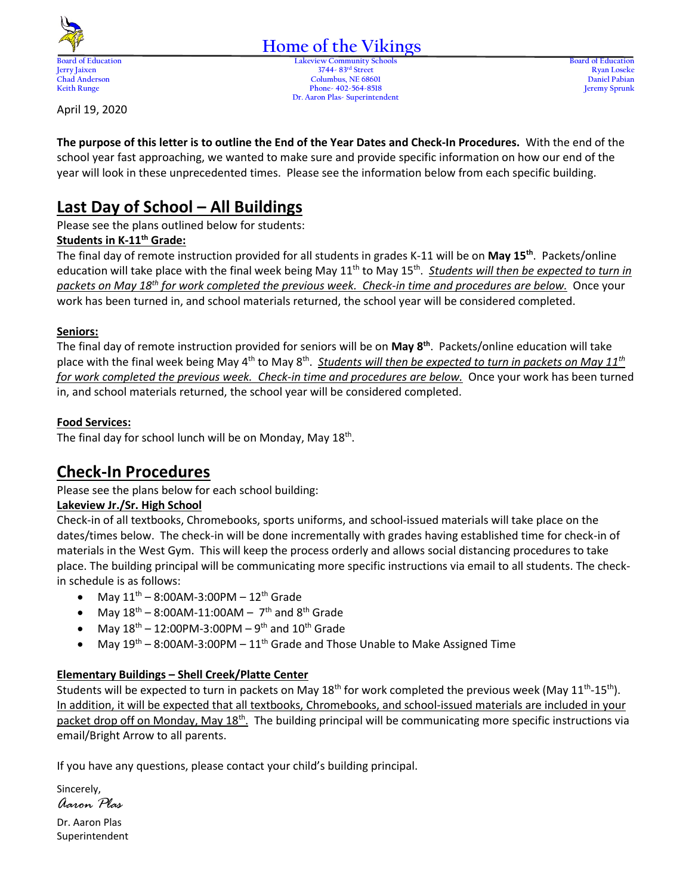# Home of the Vikings

Board of Education
Jerry Jaixen
Chad Anderson
Keith Runge

Lakeview Community Schools
3744- 83rd Street
Columbus, NE 68601
Phone- 402-564-8518
Dr. Aaron Plas- Superintendent

Board of Education
Ryan Loseke
Daniel Pabian
Jeremy Sprunk

April 19, 2020

**The purpose of this letter is to outline the End of the Year Dates and Check-In Procedures.** With the end of the school year fast approaching, we wanted to make sure and provide specific information on how our end of the year will look in these unprecedented times. Please see the information below from each specific building.

## Last Day of School – All Buildings

Please see the plans outlined below for students:

**Students in K-11th Grade:**

The final day of remote instruction provided for all students in grades K-11 will be on **May 15th**. Packets/online education will take place with the final week being May 11th to May 15th. *Students will then be expected to turn in packets on May 18th for work completed the previous week. Check-in time and procedures are below.* Once your work has been turned in, and school materials returned, the school year will be considered completed.

**Seniors:**

The final day of remote instruction provided for seniors will be on **May 8th**. Packets/online education will take place with the final week being May 4th to May 8th. *Students will then be expected to turn in packets on May 11th for work completed the previous week. Check-in time and procedures are below.* Once your work has been turned in, and school materials returned, the school year will be considered completed.

**Food Services:**

The final day for school lunch will be on Monday, May 18th.

## Check-In Procedures

Please see the plans below for each school building:

**Lakeview Jr./Sr. High School**

Check-in of all textbooks, Chromebooks, sports uniforms, and school-issued materials will take place on the dates/times below. The check-in will be done incrementally with grades having established time for check-in of materials in the West Gym. This will keep the process orderly and allows social distancing procedures to take place. The building principal will be communicating more specific instructions via email to all students. The check-in schedule is as follows:

- May 11th – 8:00AM-3:00PM – 12th Grade
- May 18th – 8:00AM-11:00AM – 7th and 8th Grade
- May 18th – 12:00PM-3:00PM – 9th and 10th Grade
- May 19th – 8:00AM-3:00PM – 11th Grade and Those Unable to Make Assigned Time

**Elementary Buildings – Shell Creek/Platte Center**

Students will be expected to turn in packets on May 18th for work completed the previous week (May 11th-15th). In addition, it will be expected that all textbooks, Chromebooks, and school-issued materials are included in your packet drop off on Monday, May 18th. The building principal will be communicating more specific instructions via email/Bright Arrow to all parents.

If you have any questions, please contact your child's building principal.

Sincerely,

*Aaron Plas*

Dr. Aaron Plas
Superintendent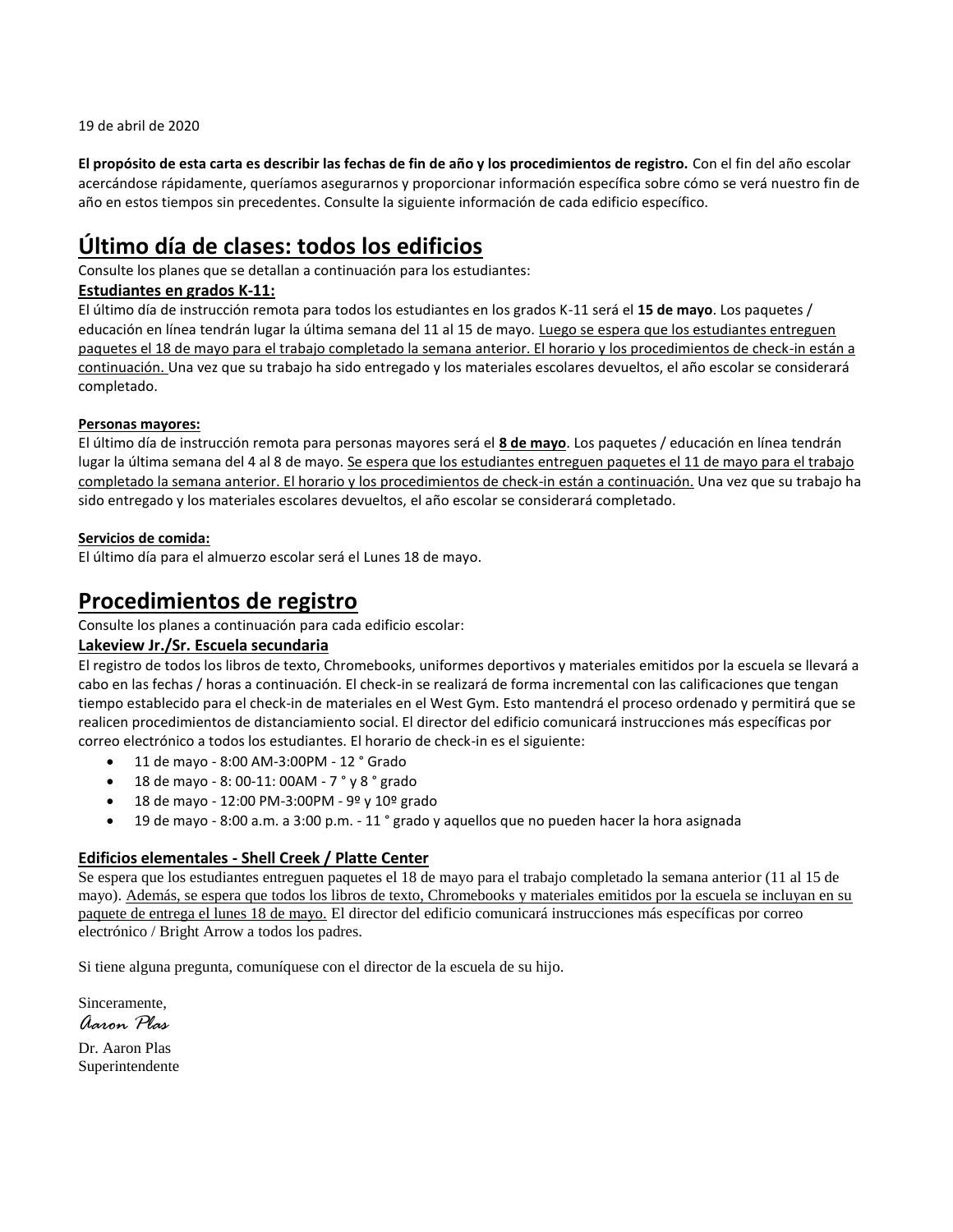19 de abril de 2020

**El propósito de esta carta es describir las fechas de fin de año y los procedimientos de registro.** Con el fin del año escolar acercándose rápidamente, queríamos asegurarnos y proporcionar información específica sobre cómo se verá nuestro fin de año en estos tiempos sin precedentes. Consulte la siguiente información de cada edificio específico.

# Último día de clases: todos los edificios

Consulte los planes que se detallan a continuación para los estudiantes:

### Estudiantes en grados K-11:

El último día de instrucción remota para todos los estudiantes en los grados K-11 será el **15 de mayo**. Los paquetes / educación en línea tendrán lugar la última semana del 11 al 15 de mayo. Luego se espera que los estudiantes entreguen paquetes el 18 de mayo para el trabajo completado la semana anterior. El horario y los procedimientos de check-in están a continuación. Una vez que su trabajo ha sido entregado y los materiales escolares devueltos, el año escolar se considerará completado.

#### Personas mayores:

El último día de instrucción remota para personas mayores será el **8 de mayo**. Los paquetes / educación en línea tendrán lugar la última semana del 4 al 8 de mayo. Se espera que los estudiantes entreguen paquetes el 11 de mayo para el trabajo completado la semana anterior. El horario y los procedimientos de check-in están a continuación. Una vez que su trabajo ha sido entregado y los materiales escolares devueltos, el año escolar se considerará completado.

#### Servicios de comida:

El último día para el almuerzo escolar será el Lunes 18 de mayo.

# Procedimientos de registro

Consulte los planes a continuación para cada edificio escolar:

### Lakeview Jr./Sr. Escuela secundaria

El registro de todos los libros de texto, Chromebooks, uniformes deportivos y materiales emitidos por la escuela se llevará a cabo en las fechas / horas a continuación. El check-in se realizará de forma incremental con las calificaciones que tengan tiempo establecido para el check-in de materiales en el West Gym. Esto mantendrá el proceso ordenado y permitirá que se realicen procedimientos de distanciamiento social. El director del edificio comunicará instrucciones más específicas por correo electrónico a todos los estudiantes. El horario de check-in es el siguiente:

- 11 de mayo - 8:00 AM-3:00PM - 12 ° Grado
- 18 de mayo - 8: 00-11: 00AM - 7 ° y 8 ° grado
- 18 de mayo - 12:00 PM-3:00PM - 9º y 10º grado
- 19 de mayo - 8:00 a.m. a 3:00 p.m. - 11 ° grado y aquellos que no pueden hacer la hora asignada

### Edificios elementales - Shell Creek / Platte Center

Se espera que los estudiantes entreguen paquetes el 18 de mayo para el trabajo completado la semana anterior (11 al 15 de mayo). Además, se espera que todos los libros de texto, Chromebooks y materiales emitidos por la escuela se incluyan en su paquete de entrega el lunes 18 de mayo. El director del edificio comunicará instrucciones más específicas por correo electrónico / Bright Arrow a todos los padres.

Si tiene alguna pregunta, comuníquese con el director de la escuela de su hijo.

Sinceramente,

*Aaron Plas*

Dr. Aaron Plas
Superintendente